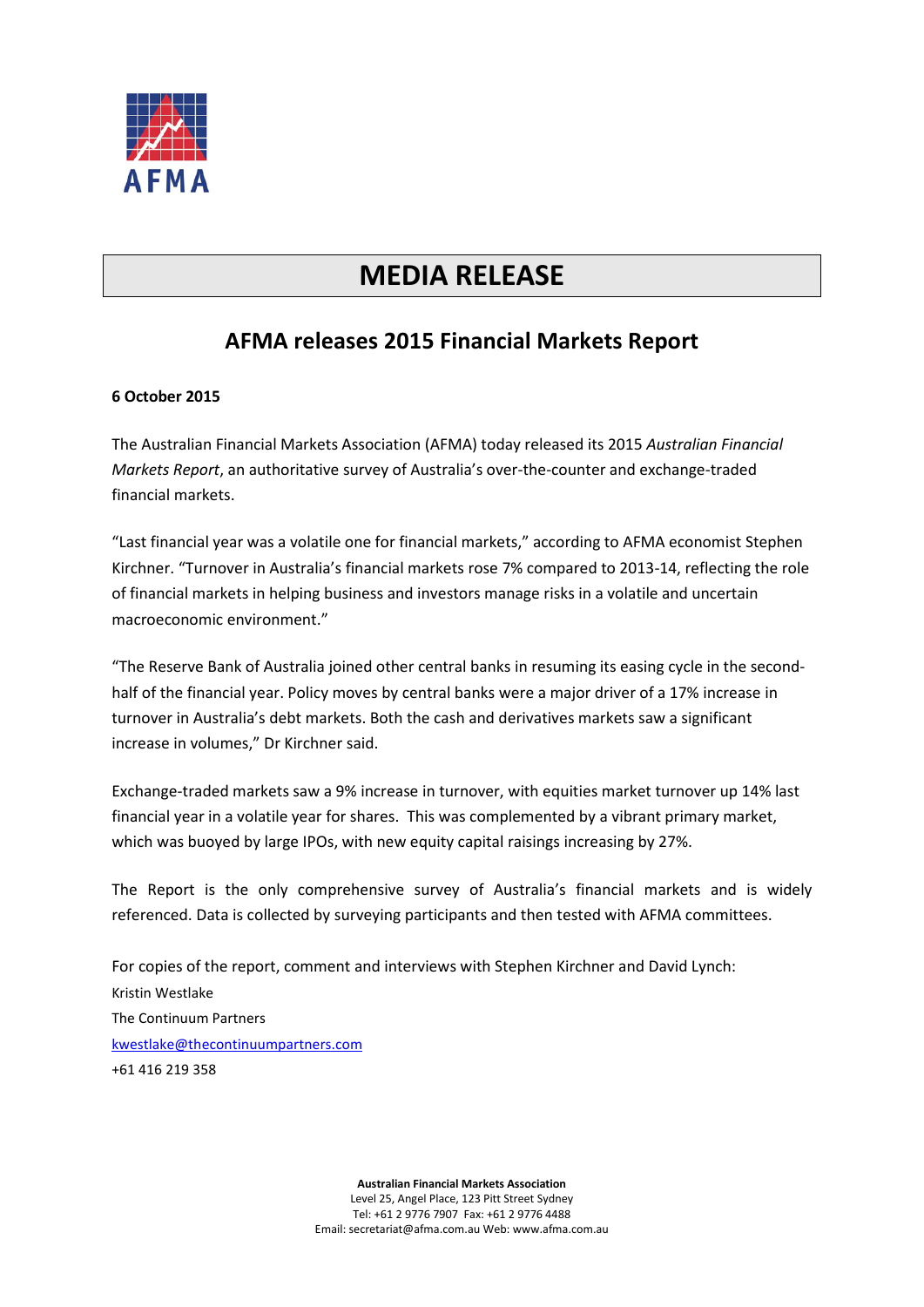AFMA

# MEDIA RELEASE

## AFMA releases 2015 Financial Markets Report

**6 October 2015**

The Australian Financial Markets Association (AFMA) today released its 2015 *Australian Financial Markets Report*, an authoritative survey of Australia's over-the-counter and exchange-traded financial markets.

"Last financial year was a volatile one for financial markets," according to AFMA economist Stephen Kirchner. "Turnover in Australia's financial markets rose 7% compared to 2013-14, reflecting the role of financial markets in helping business and investors manage risks in a volatile and uncertain macroeconomic environment."

"The Reserve Bank of Australia joined other central banks in resuming its easing cycle in the second-half of the financial year. Policy moves by central banks were a major driver of a 17% increase in turnover in Australia's debt markets. Both the cash and derivatives markets saw a significant increase in volumes," Dr Kirchner said.

Exchange-traded markets saw a 9% increase in turnover, with equities market turnover up 14% last financial year in a volatile year for shares. This was complemented by a vibrant primary market, which was buoyed by large IPOs, with new equity capital raisings increasing by 27%.

The Report is the only comprehensive survey of Australia's financial markets and is widely referenced. Data is collected by surveying participants and then tested with AFMA committees.

For copies of the report, comment and interviews with Stephen Kirchner and David Lynch:
Kristin Westlake
The Continuum Partners
[kwestlake@thecontinuumpartners.com](mailto:kwestlake@thecontinuumpartners.com)
+61 416 219 358

**Australian Financial Markets Association**
Level 25, Angel Place, 123 Pitt Street Sydney
Tel: +61 2 9776 7907 Fax: +61 2 9776 4488
Email: secretariat@afma.com.au Web: www.afma.com.au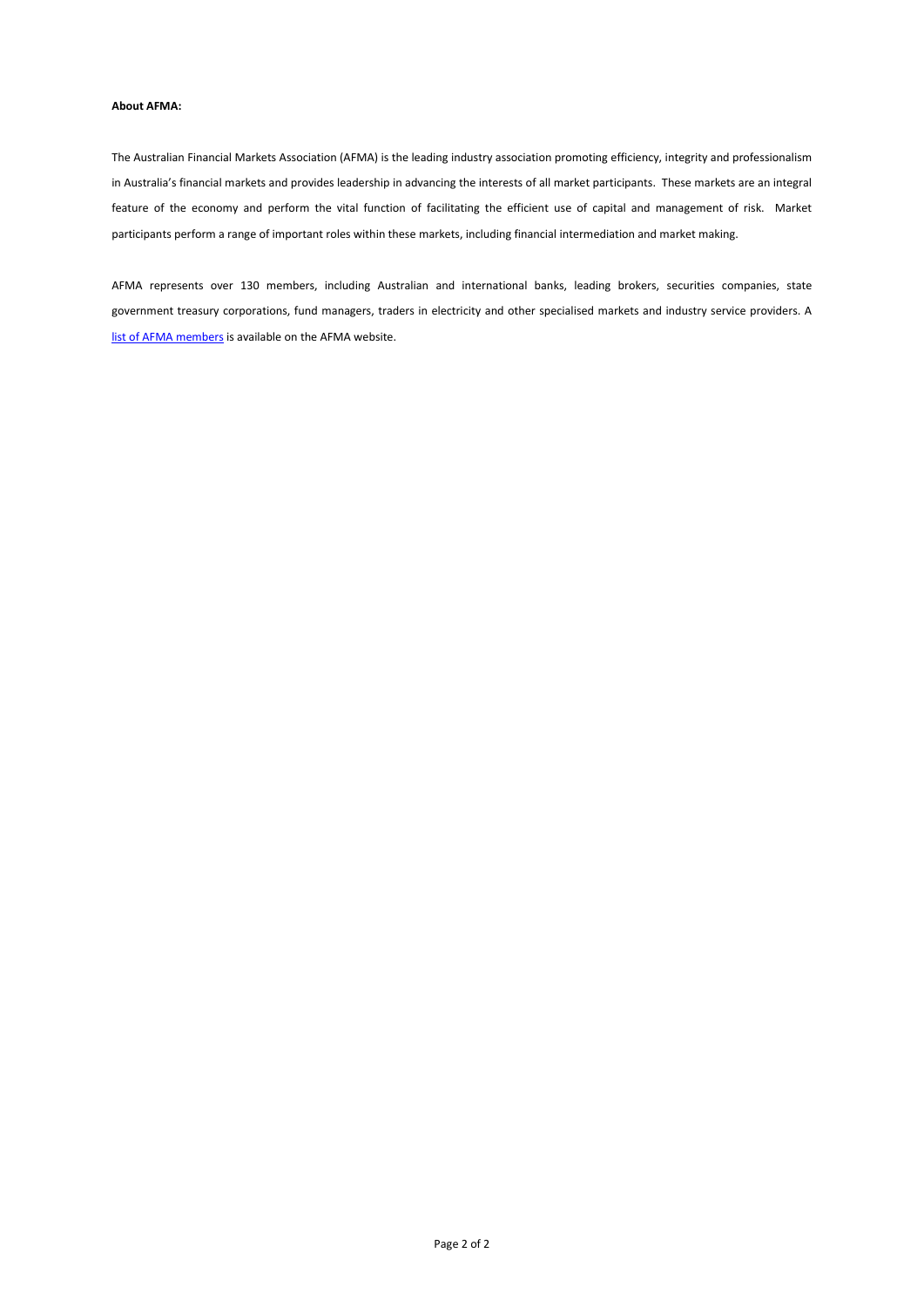**About AFMA:**

The Australian Financial Markets Association (AFMA) is the leading industry association promoting efficiency, integrity and professionalism in Australia's financial markets and provides leadership in advancing the interests of all market participants. These markets are an integral feature of the economy and perform the vital function of facilitating the efficient use of capital and management of risk. Market participants perform a range of important roles within these markets, including financial intermediation and market making.

AFMA represents over 130 members, including Australian and international banks, leading brokers, securities companies, state government treasury corporations, fund managers, traders in electricity and other specialised markets and industry service providers. A list of AFMA members is available on the AFMA website.